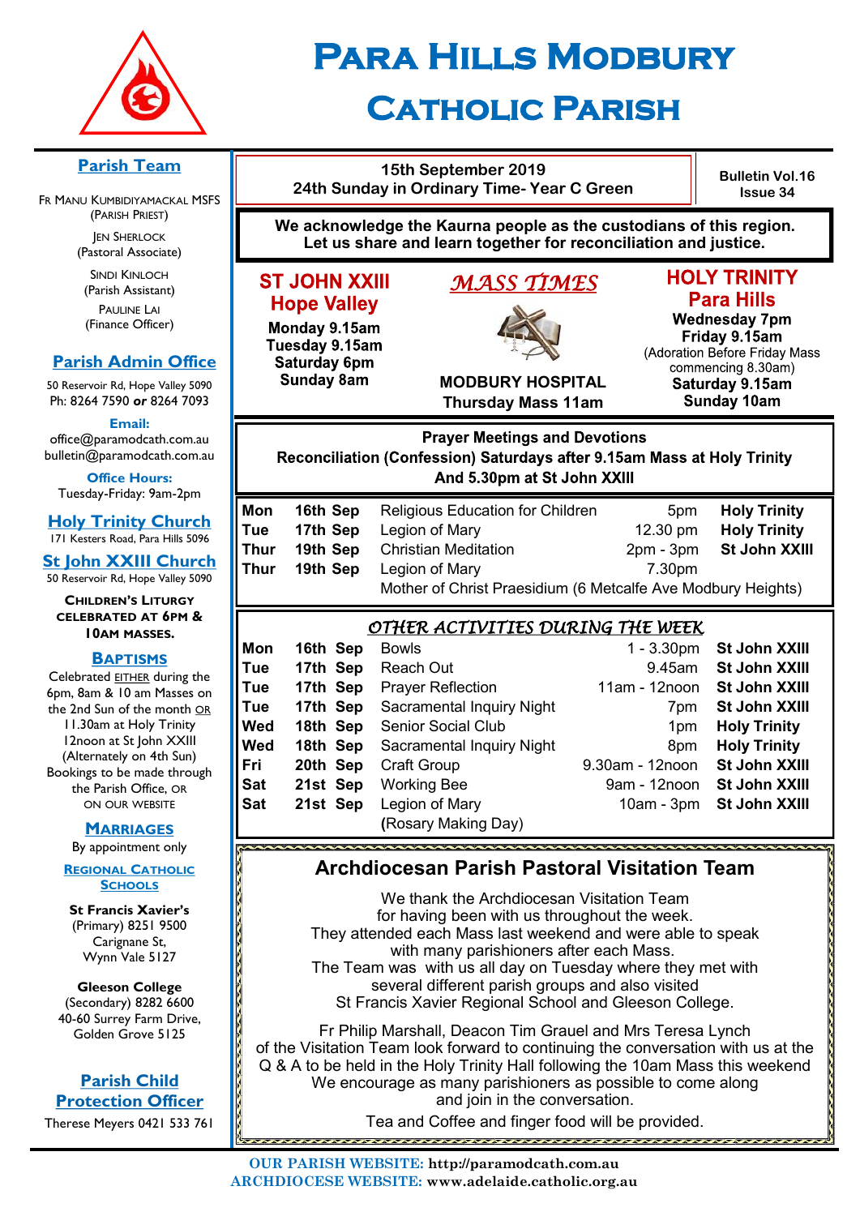# Para Hills Modbury Catholic Parish

## Parish Team

Fr Manu Kumbidiyamackal MSFS
(Parish Priest)

Jen Sherlock
(Pastoral Associate)

Sindi Kinloch
(Parish Assistant)

Pauline Lai
(Finance Officer)

## Parish Admin Office

50 Reservoir Rd, Hope Valley 5090
Ph: 8264 7590 **or** 8264 7093

**Email:**
office@paramodcath.com.au
bulletin@paramodcath.com.au

**Office Hours:**
Tuesday-Friday: 9am-2pm

## Holy Trinity Church

171 Kesters Road, Para Hills 5096

## St John XXIII Church

50 Reservoir Rd, Hope Valley 5090

**Children's Liturgy celebrated at 6pm & 10am Masses.**

## Baptisms

Celebrated EITHER during the 6pm, 8am & 10 am Masses on the 2nd Sun of the month OR 11.30am at Holy Trinity 12noon at St John XXIII (Alternately on 4th Sun) Bookings to be made through the Parish Office, OR on our website

## Marriages

By appointment only

## Regional Catholic Schools

**St Francis Xavier's**
(Primary) 8251 9500
Carignane St,
Wynn Vale 5127

**Gleeson College**
(Secondary) 8282 6600
40-60 Surrey Farm Drive,
Golden Grove 5125

## Parish Child Protection Officer

Therese Meyers 0421 533 761

---

**15th September 2019**
**24th Sunday in Ordinary Time- Year C Green**

**Bulletin Vol.16 Issue 34**

**We acknowledge the Kaurna people as the custodians of this region. Let us share and learn together for reconciliation and justice.**

## *MASS TIMES*

**ST JOHN XXIII Hope Valley**
**Monday 9.15am**
**Tuesday 9.15am**
**Saturday 6pm**
**Sunday 8am**

**MODBURY HOSPITAL**
**Thursday Mass 11am**

**HOLY TRINITY Para Hills**
**Wednesday 7pm**
**Friday 9.15am**
(Adoration Before Friday Mass commencing 8.30am)
**Saturday 9.15am**
**Sunday 10am**

## Prayer Meetings and Devotions

**Reconciliation (Confession) Saturdays after 9.15am Mass at Holy Trinity And 5.30pm at St John XXIII**

| | | | | |
|---|---|---|---|---|
| **Mon** | **16th Sep** | Religious Education for Children | 5pm | **Holy Trinity** |
| **Tue** | **17th Sep** | Legion of Mary | 12.30 pm | **Holy Trinity** |
| **Thur** | **19th Sep** | Christian Meditation | 2pm - 3pm | **St John XXIII** |
| **Thur** | **19th Sep** | Legion of Mary<br>Mother of Christ Praesidium (6 Metcalfe Ave Modbury Heights) | 7.30pm | |

## *OTHER ACTIVITIES DURING THE WEEK*

| | | | | |
|---|---|---|---|---|
| **Mon** | **16th Sep** | Bowls | 1 - 3.30pm | **St John XXIII** |
| **Tue** | **17th Sep** | Reach Out | 9.45am | **St John XXIII** |
| **Tue** | **17th Sep** | Prayer Reflection | 11am - 12noon | **St John XXIII** |
| **Tue** | **17th Sep** | Sacramental Inquiry Night | 7pm | **St John XXIII** |
| **Wed** | **18th Sep** | Senior Social Club | 1pm | **Holy Trinity** |
| **Wed** | **18th Sep** | Sacramental Inquiry Night | 8pm | **Holy Trinity** |
| **Fri** | **20th Sep** | Craft Group | 9.30am - 12noon | **St John XXIII** |
| **Sat** | **21st Sep** | Working Bee | 9am - 12noon | **St John XXIII** |
| **Sat** | **21st Sep** | Legion of Mary (Rosary Making Day) | 10am - 3pm | **St John XXIII** |

## Archdiocesan Parish Pastoral Visitation Team

We thank the Archdiocesan Visitation Team for having been with us throughout the week. They attended each Mass last weekend and were able to speak with many parishioners after each Mass. The Team was with us all day on Tuesday where they met with several different parish groups and also visited St Francis Xavier Regional School and Gleeson College.

Fr Philip Marshall, Deacon Tim Grauel and Mrs Teresa Lynch of the Visitation Team look forward to continuing the conversation with us at the Q & A to be held in the Holy Trinity Hall following the 10am Mass this weekend We encourage as many parishioners as possible to come along and join in the conversation.

Tea and Coffee and finger food will be provided.

**OUR PARISH WEBSITE: http://paramodcath.com.au**
**ARCHDIOCESE WEBSITE: www.adelaide.catholic.org.au**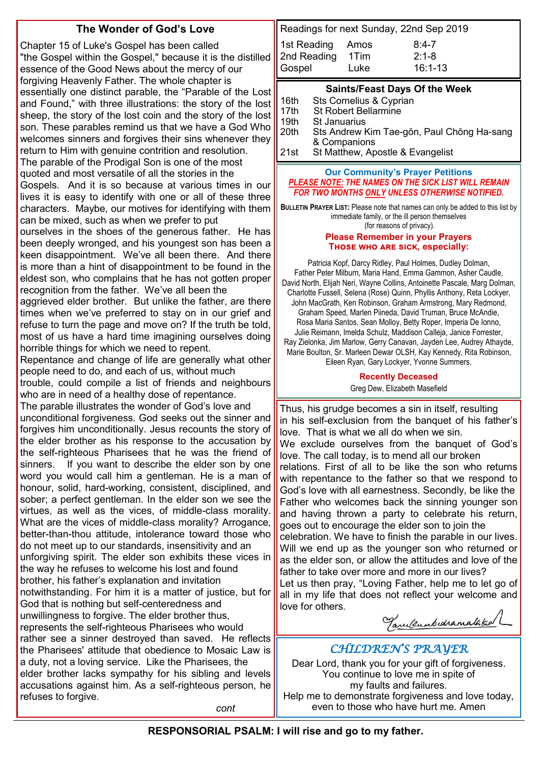## The Wonder of God's Love

Chapter 15 of Luke's Gospel has been called "the Gospel within the Gospel," because it is the distilled essence of the Good News about the mercy of our forgiving Heavenly Father. The whole chapter is essentially one distinct parable, the "Parable of the Lost and Found," with three illustrations: the story of the lost sheep, the story of the lost coin and the story of the lost son. These parables remind us that we have a God Who welcomes sinners and forgives their sins whenever they return to Him with genuine contrition and resolution.

The parable of the Prodigal Son is one of the most quoted and most versatile of all the stories in the Gospels. And it is so because at various times in our lives it is easy to identify with one or all of these three characters. Maybe, our motives for identifying with them can be mixed, such as when we prefer to put ourselves in the shoes of the generous father. He has been deeply wronged, and his youngest son has been a keen disappointment. We've all been there. And there is more than a hint of disappointment to be found in the eldest son, who complains that he has not gotten proper recognition from the father. We've all been the aggrieved elder brother. But unlike the father, are there times when we've preferred to stay on in our grief and refuse to turn the page and move on? If the truth be told, most of us have a hard time imagining ourselves doing horrible things for which we need to repent.

Repentance and change of life are generally what other people need to do, and each of us, without much trouble, could compile a list of friends and neighbours who are in need of a healthy dose of repentance.

The parable illustrates the wonder of God's love and unconditional forgiveness. God seeks out the sinner and forgives him unconditionally. Jesus recounts the story of the elder brother as his response to the accusation by the self-righteous Pharisees that he was the friend of sinners. If you want to describe the elder son by one word you would call him a gentleman. He is a man of honour, solid, hard-working, consistent, disciplined, and sober; a perfect gentleman. In the elder son we see the virtues, as well as the vices, of middle-class morality. What are the vices of middle-class morality? Arrogance, better-than-thou attitude, intolerance toward those who do not meet up to our standards, insensitivity and an unforgiving spirit. The elder son exhibits these vices in the way he refuses to welcome his lost and found brother, his father's explanation and invitation notwithstanding. For him it is a matter of justice, but for God that is nothing but self-centeredness and unwillingness to forgive. The elder brother thus, represents the self-righteous Pharisees who would rather see a sinner destroyed than saved. He reflects the Pharisees' attitude that obedience to Mosaic Law is a duty, not a loving service. Like the Pharisees, the elder brother lacks sympathy for his sibling and levels accusations against him. As a self-righteous person, he refuses to forgive.

*cont*

Thus, his grudge becomes a sin in itself, resulting in his self-exclusion from the banquet of his father's love. That is what we all do when we sin.

We exclude ourselves from the banquet of God's love. The call today, is to mend all our broken relations. First of all to be like the son who returns with repentance to the father so that we respond to God's love with all earnestness. Secondly, be like the Father who welcomes back the sinning younger son and having thrown a party to celebrate his return, goes out to encourage the elder son to join the celebration. We have to finish the parable in our lives. Will we end up as the younger son who returned or as the elder son, or allow the attitudes and love of the father to take over more and more in our lives?

Let us then pray, "Loving Father, help me to let go of all in my life that does not reflect your welcome and love for others.

*(signature)*

### Readings for next Sunday, 22nd Sep 2019

| | | |
|---|---|---|
| 1st Reading | Amos | 8:4-7 |
| 2nd Reading | 1Tim | 2:1-8 |
| Gospel | Luke | 16:1-13 |

### Saints/Feast Days Of the Week

| | |
|---|---|
| 16th | Sts Cornelius & Cyprian |
| 17th | St Robert Bellarmine |
| 19th | St Januarius |
| 20th | Sts Andrew Kim Tae-gŏn, Paul Chŏng Ha-sang & Companions |
| 21st | St Matthew, Apostle & Evangelist |

### Our Community's Prayer Petitions

***PLEASE NOTE: THE NAMES ON THE SICK LIST WILL REMAIN FOR TWO MONTHS ONLY UNLESS OTHERWISE NOTIFIED.***

**BULLETIN PRAYER LIST:** Please note that names can only be added to this list by immediate family, or the ill person themselves (for reasons of privacy).

**Please Remember in your Prayers**
**THOSE WHO ARE SICK, especially:**

Patricia Kopf, Darcy Ridley, Paul Holmes, Dudley Dolman, Father Peter Milburn, Maria Hand, Emma Gammon, Asher Caudle, David North, Elijah Neri, Wayne Collins, Antoinette Pascale, Marg Dolman, Charlotte Fussell, Selena (Rose) Quinn, Phyllis Anthony, Reta Lockyer, John MacGrath, Ken Robinson, Graham Armstrong, Mary Redmond, Graham Speed, Marlen Piineda, David Truman, Bruce McAndie, Rosa Maria Santos, Sean Molloy, Betty Roper, Imperia De Ionno, Julie Reimann, Imelda Schulz, Maddison Calleja, Janice Forrester, Ray Zielonka, Jim Marlow, Gerry Canavan, Jayden Lee, Audrey Athayde, Marie Boulton, Sr. Marleen Dewar OLSH, Kay Kennedy, Rita Robinson, Eileen Ryan, Gary Lockyer, Yvonne Summers.

**Recently Deceased**

Greg Dew, Elizabeth Masefield

### *CHILDREN'S PRAYER*

Dear Lord, thank you for your gift of forgiveness.
You continue to love me in spite of my faults and failures.
Help me to demonstrate forgiveness and love today, even to those who have hurt me. Amen

**RESPONSORIAL PSALM: I will rise and go to my father.**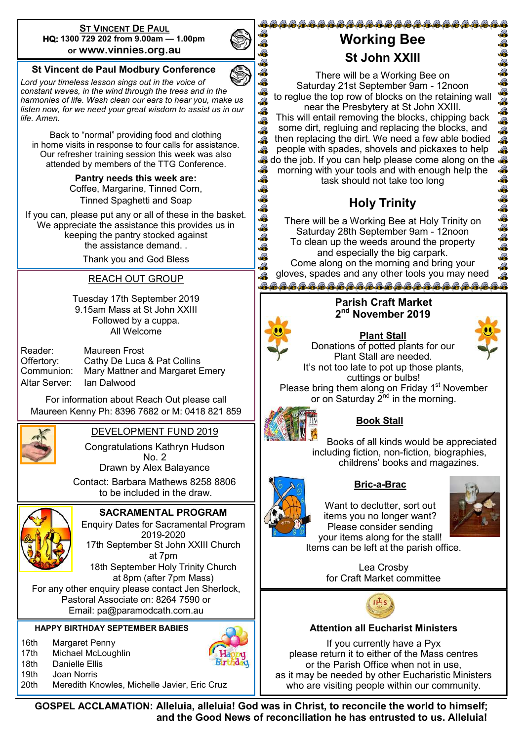## St Vincent De Paul

**HQ: 1300 729 202 from 9.00am — 1.00pm** or **www.vinnies.org.au**

### St Vincent de Paul Modbury Conference

*Lord your timeless lesson sings out in the voice of constant waves, in the wind through the trees and in the harmonies of life. Wash clean our ears to hear you, make us listen now, for we need your great wisdom to assist us in our life. Amen.*

Back to "normal" providing food and clothing in home visits in response to four calls for assistance. Our refresher training session this week was also attended by members of the TTG Conference.

**Pantry needs this week are:**
Coffee, Margarine, Tinned Corn, Tinned Spaghetti and Soap

If you can, please put any or all of these in the basket. We appreciate the assistance this provides us in keeping the pantry stocked against the assistance demand. .

Thank you and God Bless

### REACH OUT GROUP

Tuesday 17th September 2019
9.15am Mass at St John XXIII
Followed by a cuppa.
All Welcome

| | |
|---|---|
| Reader: | Maureen Frost |
| Offertory: | Cathy De Luca & Pat Collins |
| Communion: | Mary Mattner and Margaret Emery |
| Altar Server: | Ian Dalwood |

For information about Reach Out please call Maureen Kenny Ph: 8396 7682 or M: 0418 821 859

### DEVELOPMENT FUND 2019

Congratulations Kathryn Hudson
No. 2
Drawn by Alex Balayance

Contact: Barbara Mathews 8258 8806 to be included in the draw.

### SACRAMENTAL PROGRAM

Enquiry Dates for Sacramental Program 2019-2020
17th September St John XXIII Church at 7pm
18th September Holy Trinity Church at 8pm (after 7pm Mass)

For any other enquiry please contact Jen Sherlock, Pastoral Associate on: 8264 7590 or Email: pa@paramodcath.com.au

### HAPPY BIRTHDAY SEPTEMBER BABIES

| | |
|---|---|
| 16th | Margaret Penny |
| 17th | Michael McLoughlin |
| 18th | Danielle Ellis |
| 19th | Joan Norris |
| 20th | Meredith Knowles, Michelle Javier, Eric Cruz |

## Working Bee

### St John XXIII

There will be a Working Bee on Saturday 21st September 9am - 12noon to reglue the top row of blocks on the retaining wall near the Presbytery at St John XXIII. This will entail removing the blocks, chipping back some dirt, regluing and replacing the blocks, and then replacing the dirt. We need a few able bodied people with spades, shovels and pickaxes to help do the job. If you can help please come along on the morning with your tools and with enough help the task should not take too long

### Holy Trinity

There will be a Working Bee at Holy Trinity on Saturday 28th September 9am - 12noon To clean up the weeds around the property and especially the big carpark. Come along on the morning and bring your gloves, spades and any other tools you may need

### Parish Craft Market
### 2nd November 2019

**Plant Stall**

Donations of potted plants for our Plant Stall are needed. It's not too late to pot up those plants, cuttings or bulbs! Please bring them along on Friday 1st November or on Saturday 2nd in the morning.

**Book Stall**

Books of all kinds would be appreciated including fiction, non-fiction, biographies, childrens' books and magazines.

**Bric-a-Brac**

Want to declutter, sort out items you no longer want? Please consider sending your items along for the stall! Items can be left at the parish office.

Lea Crosby
for Craft Market committee

### Attention all Eucharist Ministers

If you currently have a Pyx please return it to either of the Mass centres or the Parish Office when not in use, as it may be needed by other Eucharistic Ministers who are visiting people within our community.

**GOSPEL ACCLAMATION: Alleluia, alleluia! God was in Christ, to reconcile the world to himself; and the Good News of reconciliation he has entrusted to us. Alleluia!**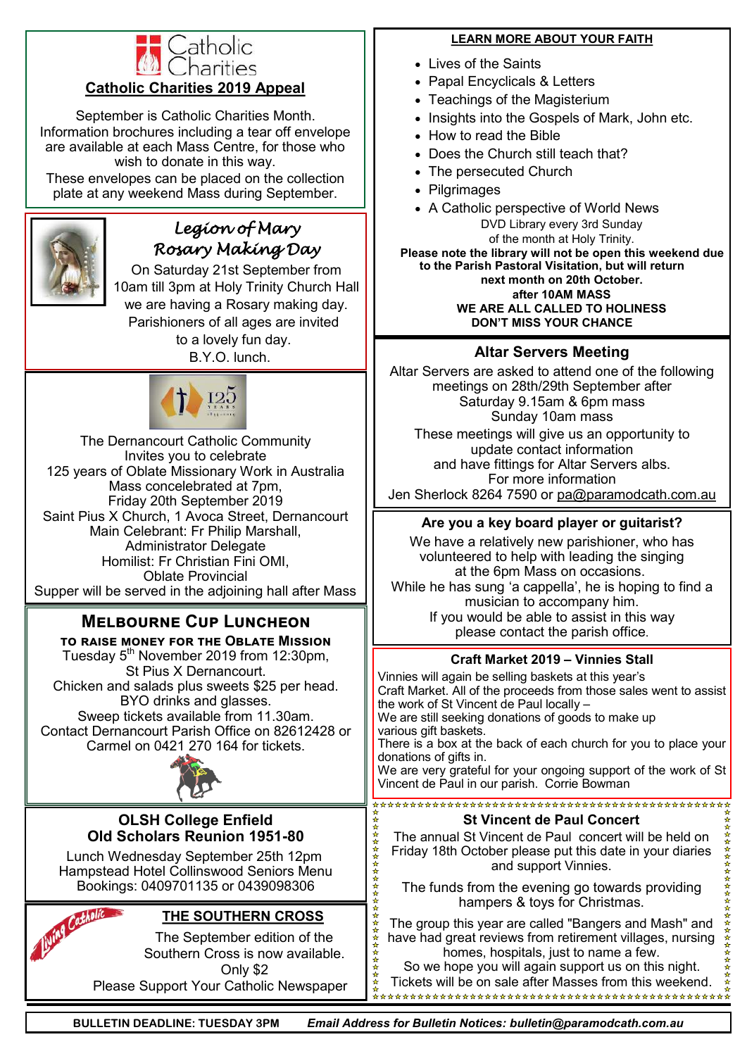## Catholic Charities 2019 Appeal

September is Catholic Charities Month. Information brochures including a tear off envelope are available at each Mass Centre, for those who wish to donate in this way.
These envelopes can be placed on the collection plate at any weekend Mass during September.

## *Legion of Mary Rosary Making Day*

On Saturday 21st September from 10am till 3pm at Holy Trinity Church Hall we are having a Rosary making day. Parishioners of all ages are invited to a lovely fun day.
B.Y.O. lunch.

The Dernancourt Catholic Community
Invites you to celebrate
125 years of Oblate Missionary Work in Australia
Mass concelebrated at 7pm,
Friday 20th September 2019
Saint Pius X Church, 1 Avoca Street, Dernancourt
Main Celebrant: Fr Philip Marshall,
Administrator Delegate
Homilist: Fr Christian Fini OMI,
Oblate Provincial
Supper will be served in the adjoining hall after Mass

## Melbourne Cup Luncheon

**To raise money for the Oblate Mission**

Tuesday 5th November 2019 from 12:30pm,
St Pius X Dernancourt.
Chicken and salads plus sweets $25 per head.
BYO drinks and glasses.
Sweep tickets available from 11.30am.
Contact Dernancourt Parish Office on 82612428 or Carmel on 0421 270 164 for tickets.

## OLSH College Enfield Old Scholars Reunion 1951-80

Lunch Wednesday September 25th 12pm
Hampstead Hotel Collinswood Seniors Menu
Bookings: 0409701135 or 0439098306

## THE SOUTHERN CROSS

The September edition of the Southern Cross is now available.
Only $2
Please Support Your Catholic Newspaper

## LEARN MORE ABOUT YOUR FAITH

- Lives of the Saints
- Papal Encyclicals & Letters
- Teachings of the Magisterium
- Insights into the Gospels of Mark, John etc.
- How to read the Bible
- Does the Church still teach that?
- The persecuted Church
- Pilgrimages
- A Catholic perspective of World News

DVD Library every 3rd Sunday
of the month at Holy Trinity.

**Please note the library will not be open this weekend due to the Parish Pastoral Visitation, but will return next month on 20th October.**
**after 10AM MASS**
**WE ARE ALL CALLED TO HOLINESS**
**DON'T MISS YOUR CHANCE**

## Altar Servers Meeting

Altar Servers are asked to attend one of the following meetings on 28th/29th September after
Saturday 9.15am & 6pm mass
Sunday 10am mass
These meetings will give us an opportunity to update contact information
and have fittings for Altar Servers albs.
For more information
Jen Sherlock 8264 7590 or pa@paramodcath.com.au

## Are you a key board player or guitarist?

We have a relatively new parishioner, who has volunteered to help with leading the singing at the 6pm Mass on occasions.
While he has sung 'a cappella', he is hoping to find a musician to accompany him.
If you would be able to assist in this way please contact the parish office.

## Craft Market 2019 – Vinnies Stall

Vinnies will again be selling baskets at this year's Craft Market. All of the proceeds from those sales went to assist the work of St Vincent de Paul locally –
We are still seeking donations of goods to make up various gift baskets.
There is a box at the back of each church for you to place your donations of gifts in.
We are very grateful for your ongoing support of the work of St Vincent de Paul in our parish. Corrie Bowman

## St Vincent de Paul Concert

The annual St Vincent de Paul concert will be held on Friday 18th October please put this date in your diaries and support Vinnies.

The funds from the evening go towards providing hampers & toys for Christmas.

The group this year are called "Bangers and Mash" and have had great reviews from retirement villages, nursing homes, hospitals, just to name a few.
So we hope you will again support us on this night.
Tickets will be on sale after Masses from this weekend.

**BULLETIN DEADLINE: TUESDAY 3PM** ***Email Address for Bulletin Notices: bulletin@paramodcath.com.au***